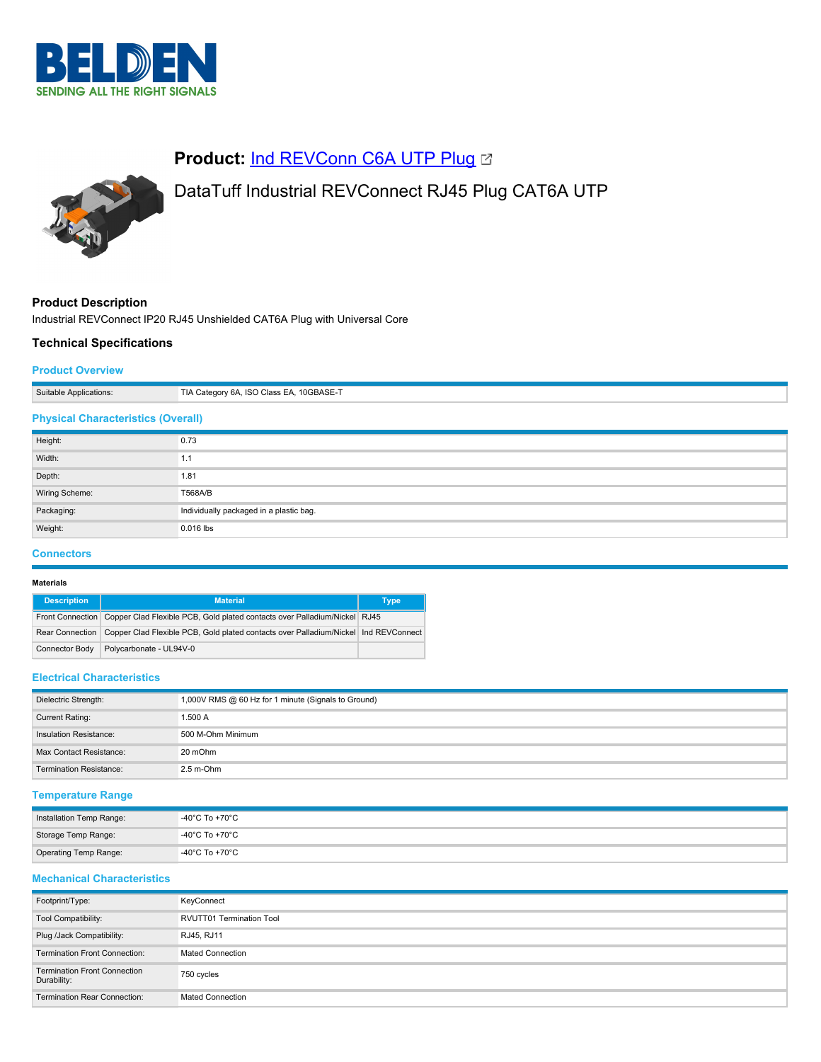**Product:** [Ind REVConn C6A UTP Plug]

DataTuff Industrial REVConnect RJ45 Plug CAT6A UTP

## Product Description

Industrial REVConnect IP20 RJ45 Unshielded CAT6A Plug with Universal Core

## Technical Specifications

### Product Overview

| | |
|---|---|
| Suitable Applications: | TIA Category 6A, ISO Class EA, 10GBASE-T |

### Physical Characteristics (Overall)

| | |
|---|---|
| Height: | 0.73 |
| Width: | 1.1 |
| Depth: | 1.81 |
| Wiring Scheme: | T568A/B |
| Packaging: | Individually packaged in a plastic bag. |
| Weight: | 0.016 lbs |

### Connectors

**Materials**

| Description | Material | Type |
|---|---|---|
| Front Connection | Copper Clad Flexible PCB, Gold plated contacts over Palladium/Nickel | RJ45 |
| Rear Connection | Copper Clad Flexible PCB, Gold plated contacts over Palladium/Nickel | Ind REVConnect |
| Connector Body | Polycarbonate - UL94V-0 | |

### Electrical Characteristics

| | |
|---|---|
| Dielectric Strength: | 1,000V RMS @ 60 Hz for 1 minute (Signals to Ground) |
| Current Rating: | 1.500 A |
| Insulation Resistance: | 500 M-Ohm Minimum |
| Max Contact Resistance: | 20 mOhm |
| Termination Resistance: | 2.5 m-Ohm |

### Temperature Range

| | |
|---|---|
| Installation Temp Range: | -40°C To +70°C |
| Storage Temp Range: | -40°C To +70°C |
| Operating Temp Range: | -40°C To +70°C |

### Mechanical Characteristics

| | |
|---|---|
| Footprint/Type: | KeyConnect |
| Tool Compatibility: | RVUTT01 Termination Tool |
| Plug /Jack Compatibility: | RJ45, RJ11 |
| Termination Front Connection: | Mated Connection |
| Termination Front Connection Durability: | 750 cycles |
| Termination Rear Connection: | Mated Connection |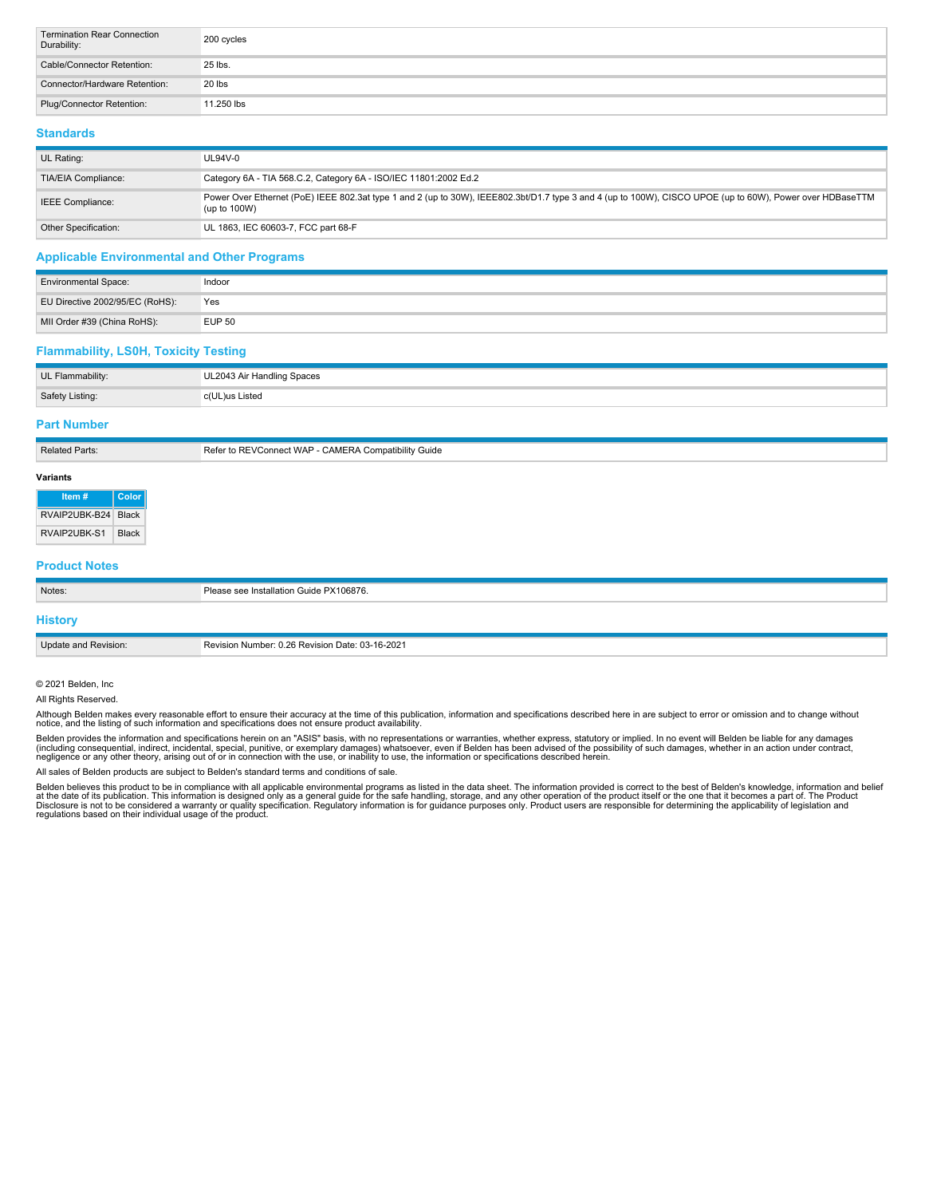| | |
|---|---|
| Termination Rear Connection Durability: | 200 cycles |
| Cable/Connector Retention: | 25 lbs. |
| Connector/Hardware Retention: | 20 lbs |
| Plug/Connector Retention: | 11.250 lbs |

## Standards

| | |
|---|---|
| UL Rating: | UL94V-0 |
| TIA/EIA Compliance: | Category 6A - TIA 568.C.2, Category 6A - ISO/IEC 11801:2002 Ed.2 |
| IEEE Compliance: | Power Over Ethernet (PoE) IEEE 802.3at type 1 and 2 (up to 30W), IEEE802.3bt/D1.7 type 3 and 4 (up to 100W), CISCO UPOE (up to 60W), Power over HDBaseTTM (up to 100W) |
| Other Specification: | UL 1863, IEC 60603-7, FCC part 68-F |

## Applicable Environmental and Other Programs

| | |
|---|---|
| Environmental Space: | Indoor |
| EU Directive 2002/95/EC (RoHS): | Yes |
| MII Order #39 (China RoHS): | EUP 50 |

## Flammability, LS0H, Toxicity Testing

| | |
|---|---|
| UL Flammability: | UL2043 Air Handling Spaces |
| Safety Listing: | c(UL)us Listed |

## Part Number

| | |
|---|---|
| Related Parts: | Refer to REVConnect WAP - CAMERA Compatibility Guide |

**Variants**

| Item # | Color |
|---|---|
| RVAIP2UBK-B24 | Black |
| RVAIP2UBK-S1 | Black |

## Product Notes

| | |
|---|---|
| Notes: | Please see Installation Guide PX106876. |

## History

| | |
|---|---|
| Update and Revision: | Revision Number: 0.26 Revision Date: 03-16-2021 |

© 2021 Belden, Inc

All Rights Reserved.

Although Belden makes every reasonable effort to ensure their accuracy at the time of this publication, information and specifications described here in are subject to error or omission and to change without notice, and the listing of such information and specifications does not ensure product availability.

Belden provides the information and specifications herein on an "ASIS" basis, with no representations or warranties, whether express, statutory or implied. In no event will Belden be liable for any damages (including consequential, indirect, incidental, special, punitive, or exemplary damages) whatsoever, even if Belden has been advised of the possibility of such damages, whether in an action under contract, negligence or any other theory, arising out of or in connection with the use, or inability to use, the information or specifications described herein.

All sales of Belden products are subject to Belden's standard terms and conditions of sale.

Belden believes this product to be in compliance with all applicable environmental programs as listed in the data sheet. The information provided is correct to the best of Belden's knowledge, information and belief at the date of its publication. This information is designed only as a general guide for the safe handling, storage, and any other operation of the product itself or the one that it becomes a part of. The Product Disclosure is not to be considered a warranty or quality specification. Regulatory information is for guidance purposes only. Product users are responsible for determining the applicability of legislation and regulations based on their individual usage of the product.